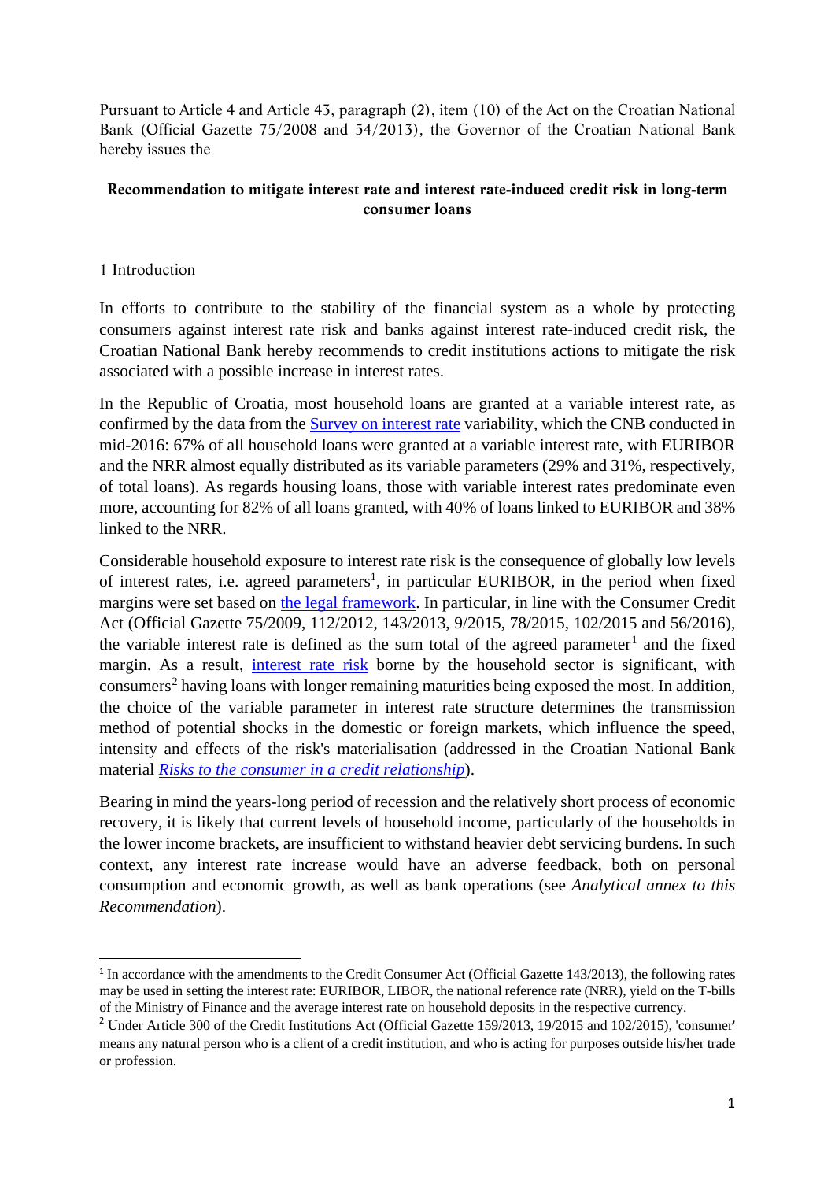Pursuant to Article 4 and Article 43, paragraph (2), item (10) of the Act on the Croatian National Bank (Official Gazette 75/2008 and 54/2013), the Governor of the Croatian National Bank hereby issues the

**Recommendation to mitigate interest rate and interest rate-induced credit risk in long-term consumer loans**

## 1 Introduction

In efforts to contribute to the stability of the financial system as a whole by protecting consumers against interest rate risk and banks against interest rate-induced credit risk, the Croatian National Bank hereby recommends to credit institutions actions to mitigate the risk associated with a possible increase in interest rates.

In the Republic of Croatia, most household loans are granted at a variable interest rate, as confirmed by the data from the Survey on interest rate variability, which the CNB conducted in mid-2016: 67% of all household loans were granted at a variable interest rate, with EURIBOR and the NRR almost equally distributed as its variable parameters (29% and 31%, respectively, of total loans). As regards housing loans, those with variable interest rates predominate even more, accounting for 82% of all loans granted, with 40% of loans linked to EURIBOR and 38% linked to the NRR.

Considerable household exposure to interest rate risk is the consequence of globally low levels of interest rates, i.e. agreed parameters[1], in particular EURIBOR, in the period when fixed margins were set based on the legal framework. In particular, in line with the Consumer Credit Act (Official Gazette 75/2009, 112/2012, 143/2013, 9/2015, 78/2015, 102/2015 and 56/2016), the variable interest rate is defined as the sum total of the agreed parameter[1] and the fixed margin. As a result, interest rate risk borne by the household sector is significant, with consumers[2] having loans with longer remaining maturities being exposed the most. In addition, the choice of the variable parameter in interest rate structure determines the transmission method of potential shocks in the domestic or foreign markets, which influence the speed, intensity and effects of the risk's materialisation (addressed in the Croatian National Bank material *Risks to the consumer in a credit relationship*).

Bearing in mind the years-long period of recession and the relatively short process of economic recovery, it is likely that current levels of household income, particularly of the households in the lower income brackets, are insufficient to withstand heavier debt servicing burdens. In such context, any interest rate increase would have an adverse feedback, both on personal consumption and economic growth, as well as bank operations (see *Analytical annex to this Recommendation*).

---

[1] In accordance with the amendments to the Credit Consumer Act (Official Gazette 143/2013), the following rates may be used in setting the interest rate: EURIBOR, LIBOR, the national reference rate (NRR), yield on the T-bills of the Ministry of Finance and the average interest rate on household deposits in the respective currency.

[2] Under Article 300 of the Credit Institutions Act (Official Gazette 159/2013, 19/2015 and 102/2015), 'consumer' means any natural person who is a client of a credit institution, and who is acting for purposes outside his/her trade or profession.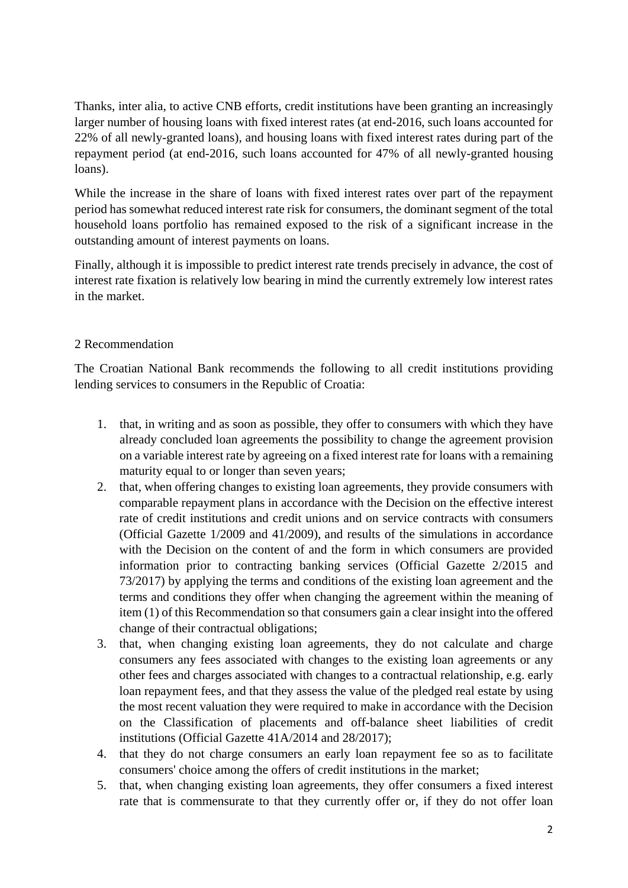Thanks, inter alia, to active CNB efforts, credit institutions have been granting an increasingly larger number of housing loans with fixed interest rates (at end-2016, such loans accounted for 22% of all newly-granted loans), and housing loans with fixed interest rates during part of the repayment period (at end-2016, such loans accounted for 47% of all newly-granted housing loans).

While the increase in the share of loans with fixed interest rates over part of the repayment period has somewhat reduced interest rate risk for consumers, the dominant segment of the total household loans portfolio has remained exposed to the risk of a significant increase in the outstanding amount of interest payments on loans.

Finally, although it is impossible to predict interest rate trends precisely in advance, the cost of interest rate fixation is relatively low bearing in mind the currently extremely low interest rates in the market.

## 2 Recommendation

The Croatian National Bank recommends the following to all credit institutions providing lending services to consumers in the Republic of Croatia:

1. that, in writing and as soon as possible, they offer to consumers with which they have already concluded loan agreements the possibility to change the agreement provision on a variable interest rate by agreeing on a fixed interest rate for loans with a remaining maturity equal to or longer than seven years;
2. that, when offering changes to existing loan agreements, they provide consumers with comparable repayment plans in accordance with the Decision on the effective interest rate of credit institutions and credit unions and on service contracts with consumers (Official Gazette 1/2009 and 41/2009), and results of the simulations in accordance with the Decision on the content of and the form in which consumers are provided information prior to contracting banking services (Official Gazette 2/2015 and 73/2017) by applying the terms and conditions of the existing loan agreement and the terms and conditions they offer when changing the agreement within the meaning of item (1) of this Recommendation so that consumers gain a clear insight into the offered change of their contractual obligations;
3. that, when changing existing loan agreements, they do not calculate and charge consumers any fees associated with changes to the existing loan agreements or any other fees and charges associated with changes to a contractual relationship, e.g. early loan repayment fees, and that they assess the value of the pledged real estate by using the most recent valuation they were required to make in accordance with the Decision on the Classification of placements and off-balance sheet liabilities of credit institutions (Official Gazette 41A/2014 and 28/2017);
4. that they do not charge consumers an early loan repayment fee so as to facilitate consumers' choice among the offers of credit institutions in the market;
5. that, when changing existing loan agreements, they offer consumers a fixed interest rate that is commensurate to that they currently offer or, if they do not offer loan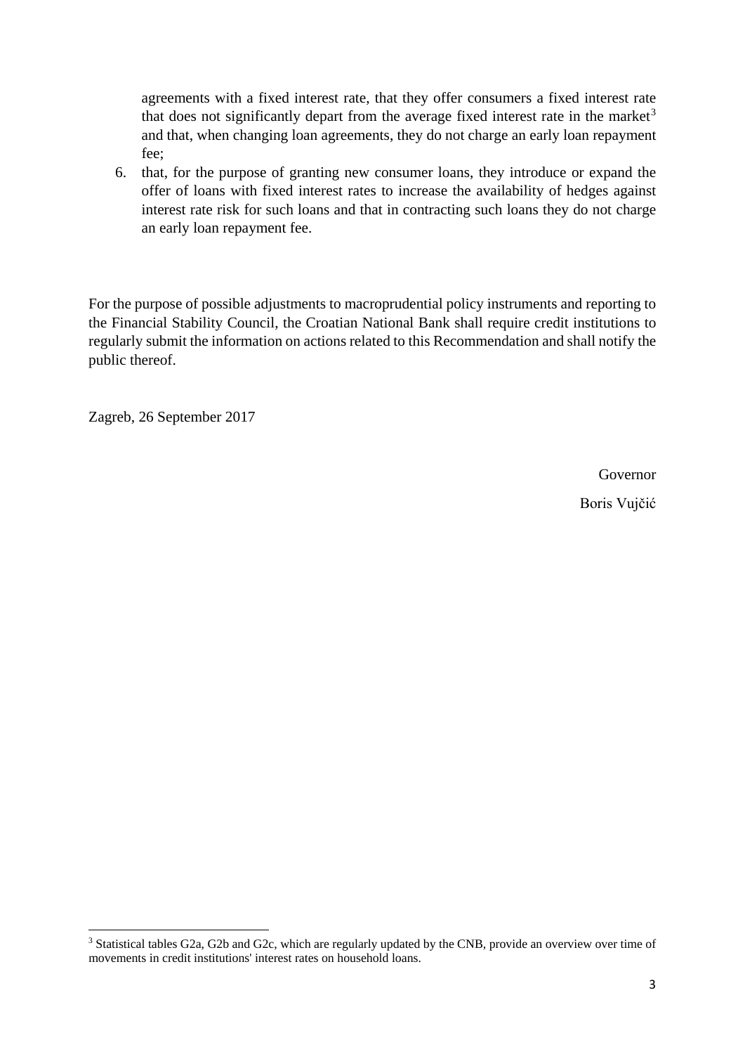agreements with a fixed interest rate, that they offer consumers a fixed interest rate that does not significantly depart from the average fixed interest rate in the market[3] and that, when changing loan agreements, they do not charge an early loan repayment fee;

6. that, for the purpose of granting new consumer loans, they introduce or expand the offer of loans with fixed interest rates to increase the availability of hedges against interest rate risk for such loans and that in contracting such loans they do not charge an early loan repayment fee.

For the purpose of possible adjustments to macroprudential policy instruments and reporting to the Financial Stability Council, the Croatian National Bank shall require credit institutions to regularly submit the information on actions related to this Recommendation and shall notify the public thereof.

Zagreb, 26 September 2017

Governor

Boris Vujčić

[3] Statistical tables G2a, G2b and G2c, which are regularly updated by the CNB, provide an overview over time of movements in credit institutions' interest rates on household loans.